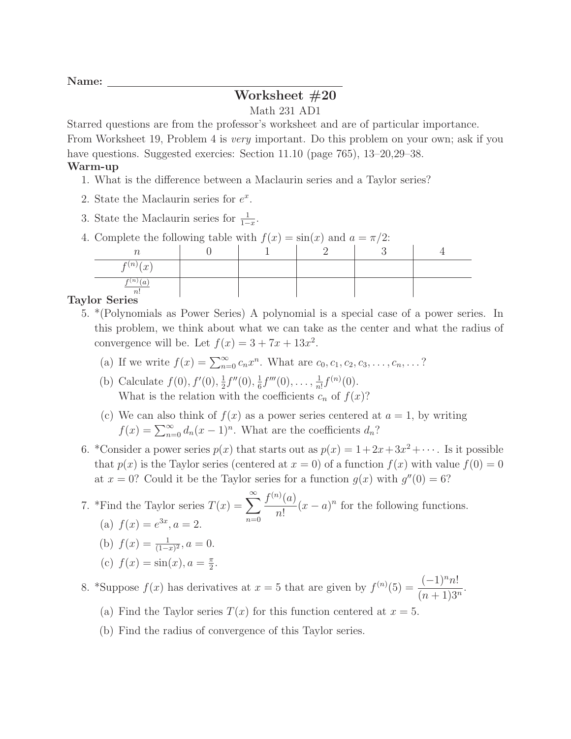**Name:** ____________________________________

# Worksheet #20

Math 231 AD1

Starred questions are from the professor's worksheet and are of particular importance. From Worksheet 19, Problem 4 is *very* important. Do this problem on your own; ask if you have questions. Suggested exercies: Section 11.10 (page 765), 13–20,29–38.

### Warm-up

1. What is the difference between a Maclaurin series and a Taylor series?
2. State the Maclaurin series for $e^x$.
3. State the Maclaurin series for $\frac{1}{1-x}$.
4. Complete the following table with $f(x) = \sin(x)$ and $a = \pi/2$:

| $n$ | 0 | 1 | 2 | 3 | 4 |
|---|---|---|---|---|---|
| $f^{(n)}(x)$ | | | | | |
| $\frac{f^{(n)}(a)}{n!}$ | | | | | |

### Taylor Series

5. *(Polynomials as Power Series) A polynomial is a special case of a power series. In this problem, we think about what we can take as the center and what the radius of convergence will be. Let $f(x) = 3 + 7x + 13x^2$.
   (a) If we write $f(x) = \sum_{n=0}^{\infty} c_n x^n$. What are $c_0, c_1, c_2, c_3, \ldots, c_n, \ldots$?
   (b) Calculate $f(0), f'(0), \frac{1}{2}f''(0), \frac{1}{6}f'''(0), \ldots, \frac{1}{n!}f^{(n)}(0)$.
   What is the relation with the coefficients $c_n$ of $f(x)$?
   (c) We can also think of $f(x)$ as a power series centered at $a = 1$, by writing $f(x) = \sum_{n=0}^{\infty} d_n(x-1)^n$. What are the coefficients $d_n$?
6. *Consider a power series $p(x)$ that starts out as $p(x) = 1 + 2x + 3x^2 + \cdots$. Is it possible that $p(x)$ is the Taylor series (centered at $x = 0$) of a function $f(x)$ with value $f(0) = 0$ at $x = 0$? Could it be the Taylor series for a function $g(x)$ with $g''(0) = 6$?
7. *Find the Taylor series $T(x) = \displaystyle\sum_{n=0}^{\infty} \frac{f^{(n)}(a)}{n!}(x-a)^n$ for the following functions.
   (a) $f(x) = e^{3x}, a = 2$.
   (b) $f(x) = \frac{1}{(1-x)^2}, a = 0$.
   (c) $f(x) = \sin(x), a = \frac{\pi}{2}$.
8. *Suppose $f(x)$ has derivatives at $x = 5$ that are given by $f^{(n)}(5) = \dfrac{(-1)^n n!}{(n+1)3^n}$.
   (a) Find the Taylor series $T(x)$ for this function centered at $x = 5$.
   (b) Find the radius of convergence of this Taylor series.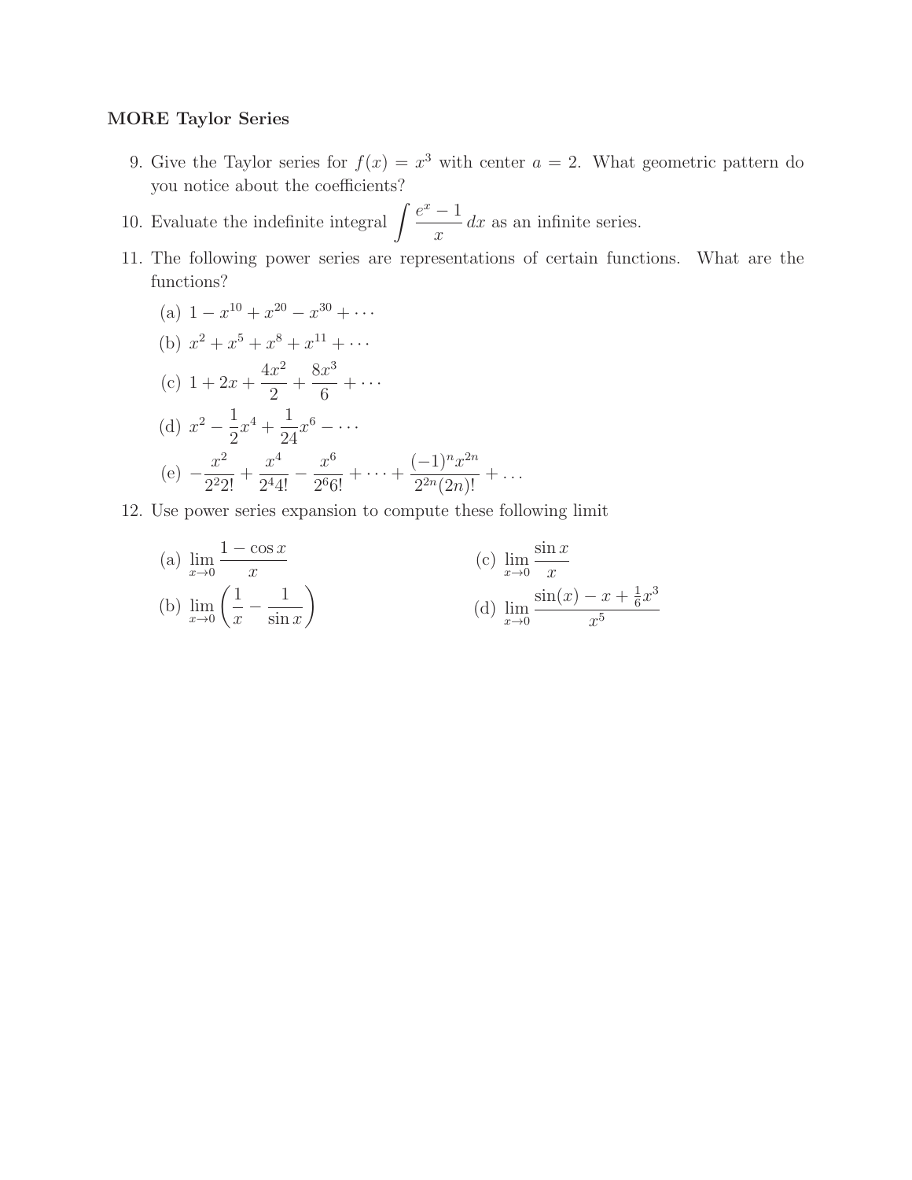**MORE Taylor Series**

9. Give the Taylor series for $f(x) = x^3$ with center $a = 2$. What geometric pattern do you notice about the coefficients?

10. Evaluate the indefinite integral $\displaystyle\int \frac{e^x - 1}{x}\, dx$ as an infinite series.

11. The following power series are representations of certain functions. What are the functions?

    (a) $1 - x^{10} + x^{20} - x^{30} + \cdots$

    (b) $x^2 + x^5 + x^8 + x^{11} + \cdots$

    (c) $1 + 2x + \dfrac{4x^2}{2} + \dfrac{8x^3}{6} + \cdots$

    (d) $x^2 - \dfrac{1}{2}x^4 + \dfrac{1}{24}x^6 - \cdots$

    (e) $-\dfrac{x^2}{2^2 2!} + \dfrac{x^4}{2^4 4!} - \dfrac{x^6}{2^6 6!} + \cdots + \dfrac{(-1)^n x^{2n}}{2^{2n}(2n)!} + \ldots$

12. Use power series expansion to compute these following limit

    (a) $\displaystyle\lim_{x \to 0} \frac{1 - \cos x}{x}$

    (b) $\displaystyle\lim_{x \to 0} \left( \frac{1}{x} - \frac{1}{\sin x} \right)$

    (c) $\displaystyle\lim_{x \to 0} \frac{\sin x}{x}$

    (d) $\displaystyle\lim_{x \to 0} \frac{\sin(x) - x + \frac{1}{6}x^3}{x^5}$